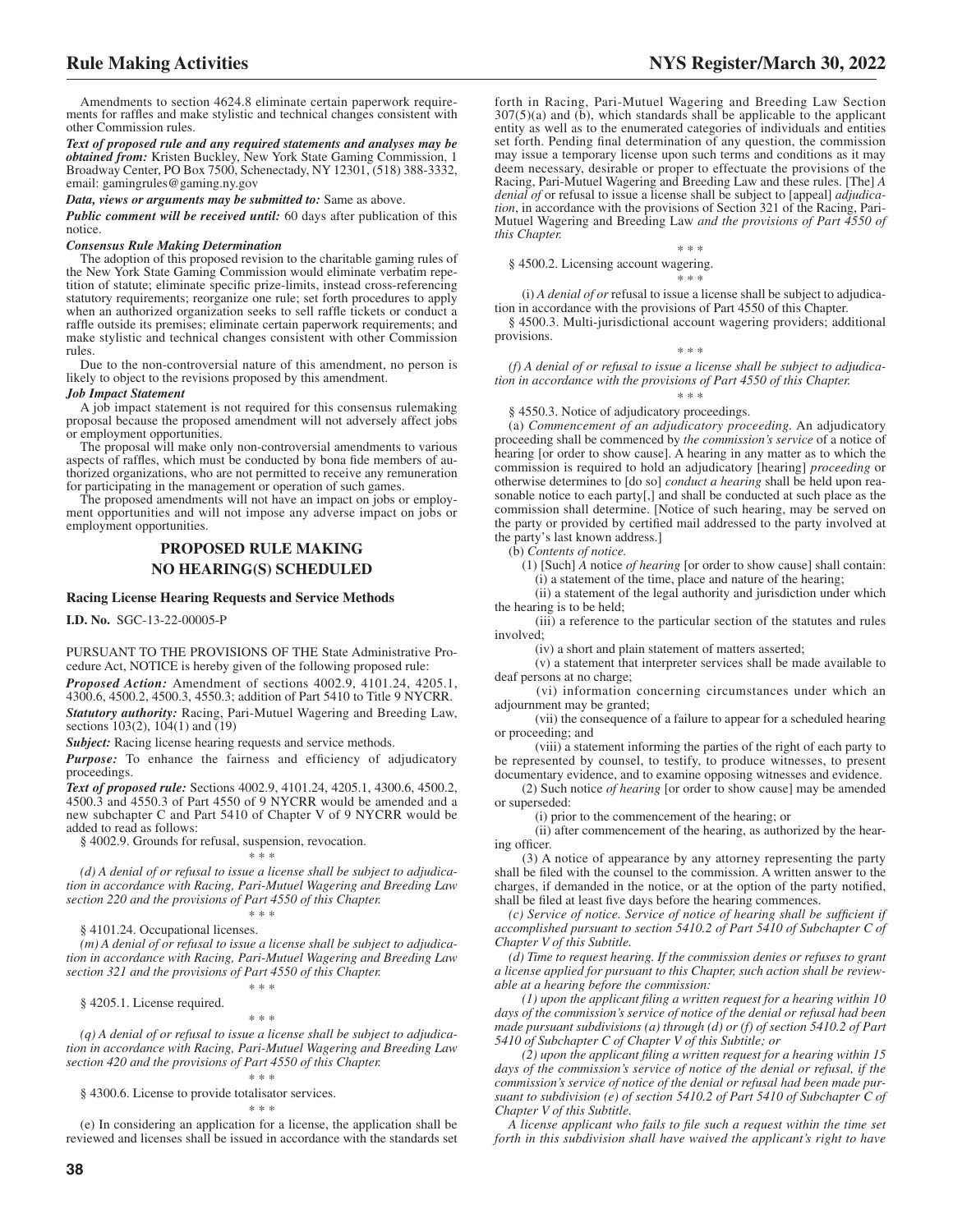Amendments to section 4624.8 eliminate certain paperwork requirements for raffles and make stylistic and technical changes consistent with other Commission rules.

***Text of proposed rule and any required statements and analyses may be obtained from:*** Kristen Buckley, New York State Gaming Commission, 1 Broadway Center, PO Box 7500, Schenectady, NY 12301, (518) 388-3332, email: gamingrules@gaming.ny.gov

***Data, views or arguments may be submitted to:*** Same as above.

***Public comment will be received until:*** 60 days after publication of this notice.

***Consensus Rule Making Determination***

The adoption of this proposed revision to the charitable gaming rules of the New York State Gaming Commission would eliminate verbatim repetition of statute; eliminate specific prize-limits, instead cross-referencing statutory requirements; reorganize one rule; set forth procedures to apply when an authorized organization seeks to sell raffle tickets or conduct a raffle outside its premises; eliminate certain paperwork requirements; and make stylistic and technical changes consistent with other Commission rules.

Due to the non-controversial nature of this amendment, no person is likely to object to the revisions proposed by this amendment.

***Job Impact Statement***

A job impact statement is not required for this consensus rulemaking proposal because the proposed amendment will not adversely affect jobs or employment opportunities.

The proposal will make only non-controversial amendments to various aspects of raffles, which must be conducted by bona fide members of authorized organizations, who are not permitted to receive any remuneration for participating in the management or operation of such games.

The proposed amendments will not have an impact on jobs or employment opportunities and will not impose any adverse impact on jobs or employment opportunities.

## PROPOSED RULE MAKING
## NO HEARING(S) SCHEDULED

### Racing License Hearing Requests and Service Methods

**I.D. No.** SGC-13-22-00005-P

PURSUANT TO THE PROVISIONS OF THE State Administrative Procedure Act, NOTICE is hereby given of the following proposed rule:

***Proposed Action:*** Amendment of sections 4002.9, 4101.24, 4205.1, 4300.6, 4500.2, 4500.3, 4550.3; addition of Part 5410 to Title 9 NYCRR.

***Statutory authority:*** Racing, Pari-Mutuel Wagering and Breeding Law, sections 103(2), 104(1) and (19)

***Subject:*** Racing license hearing requests and service methods.

***Purpose:*** To enhance the fairness and efficiency of adjudicatory proceedings.

***Text of proposed rule:*** Sections 4002.9, 4101.24, 4205.1, 4300.6, 4500.2, 4500.3 and 4550.3 of Part 4550 of 9 NYCRR would be amended and a new subchapter C and Part 5410 of Chapter V of 9 NYCRR would be added to read as follows:

§ 4002.9. Grounds for refusal, suspension, revocation.

\* \* \*

*(d) A denial of or refusal to issue a license shall be subject to adjudication in accordance with Racing, Pari-Mutuel Wagering and Breeding Law section 220 and the provisions of Part 4550 of this Chapter.*

\* \* \*

§ 4101.24. Occupational licenses.

*(m) A denial of or refusal to issue a license shall be subject to adjudication in accordance with Racing, Pari-Mutuel Wagering and Breeding Law section 321 and the provisions of Part 4550 of this Chapter.*

\* \* \*

§ 4205.1. License required.

\* \* \*

*(q) A denial of or refusal to issue a license shall be subject to adjudication in accordance with Racing, Pari-Mutuel Wagering and Breeding Law section 420 and the provisions of Part 4550 of this Chapter.*

\* \* \*

§ 4300.6. License to provide totalisator services.

\* \* \*

(e) In considering an application for a license, the application shall be reviewed and licenses shall be issued in accordance with the standards set forth in Racing, Pari-Mutuel Wagering and Breeding Law Section 307(5)(a) and (b), which standards shall be applicable to the applicant entity as well as to the enumerated categories of individuals and entities set forth. Pending final determination of any question, the commission may issue a temporary license upon such terms and conditions as it may deem necessary, desirable or proper to effectuate the provisions of the Racing, Pari-Mutuel Wagering and Breeding Law and these rules. [The] *A denial of* or refusal to issue a license shall be subject to [appeal] *adjudication*, in accordance with the provisions of Section 321 of the Racing, Pari-Mutuel Wagering and Breeding Law *and the provisions of Part 4550 of this Chapter.*

\* \* \*

§ 4500.2. Licensing account wagering.

\* \* \*

(i) *A denial of or* refusal to issue a license shall be subject to adjudication in accordance with the provisions of Part 4550 of this Chapter.

§ 4500.3. Multi-jurisdictional account wagering providers; additional provisions.

\* \* \*

*(f) A denial of or refusal to issue a license shall be subject to adjudication in accordance with the provisions of Part 4550 of this Chapter.*

\* \* \*

§ 4550.3. Notice of adjudicatory proceedings.

(a) *Commencement of an adjudicatory proceeding.* An adjudicatory proceeding shall be commenced by *the commission's service* of a notice of hearing [or order to show cause]. A hearing in any matter as to which the commission is required to hold an adjudicatory [hearing] *proceeding* or otherwise determines to [do so] *conduct a hearing* shall be held upon reasonable notice to each party[,] and shall be conducted at such place as the commission shall determine. [Notice of such hearing, may be served on the party or provided by certified mail addressed to the party involved at the party's last known address.]

(b) *Contents of notice.*

(1) [Such] *A* notice *of hearing* [or order to show cause] shall contain:

(i) a statement of the time, place and nature of the hearing;

(ii) a statement of the legal authority and jurisdiction under which the hearing is to be held;

(iii) a reference to the particular section of the statutes and rules involved;

(iv) a short and plain statement of matters asserted;

(v) a statement that interpreter services shall be made available to deaf persons at no charge;

(vi) information concerning circumstances under which an adjournment may be granted;

(vii) the consequence of a failure to appear for a scheduled hearing or proceeding; and

(viii) a statement informing the parties of the right of each party to be represented by counsel, to testify, to produce witnesses, to present documentary evidence, and to examine opposing witnesses and evidence.

(2) Such notice *of hearing* [or order to show cause] may be amended or superseded:

(i) prior to the commencement of the hearing; or

(ii) after commencement of the hearing, as authorized by the hearing officer.

(3) A notice of appearance by any attorney representing the party shall be filed with the counsel to the commission. A written answer to the charges, if demanded in the notice, or at the option of the party notified, shall be filed at least five days before the hearing commences.

*(c) Service of notice. Service of notice of hearing shall be sufficient if accomplished pursuant to section 5410.2 of Part 5410 of Subchapter C of Chapter V of this Subtitle.*

*(d) Time to request hearing. If the commission denies or refuses to grant a license applied for pursuant to this Chapter, such action shall be reviewable at a hearing before the commission:*

*(1) upon the applicant filing a written request for a hearing within 10 days of the commission's service of notice of the denial or refusal had been made pursuant subdivisions (a) through (d) or (f) of section 5410.2 of Part 5410 of Subchapter C of Chapter V of this Subtitle; or*

*(2) upon the applicant filing a written request for a hearing within 15 days of the commission's service of notice of the denial or refusal, if the commission's service of notice of the denial or refusal had been made pursuant to subdivision (e) of section 5410.2 of Part 5410 of Subchapter C of Chapter V of this Subtitle.*

*A license applicant who fails to file such a request within the time set forth in this subdivision shall have waived the applicant's right to have*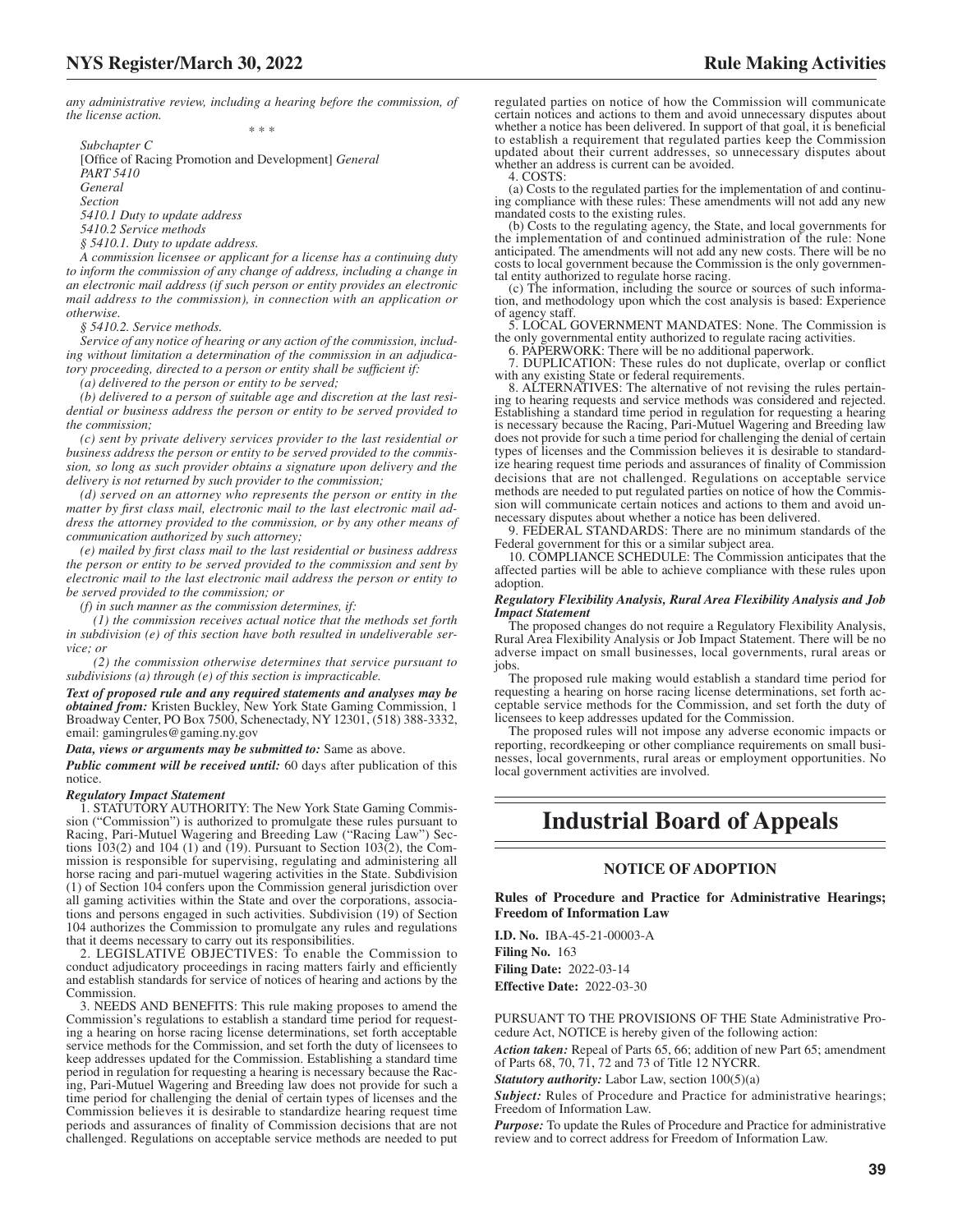*any administrative review, including a hearing before the commission, of the license action.*

\* \* \*

*Subchapter C*

[Office of Racing Promotion and Development] *General*

*PART 5410*

*General*

*Section*

*5410.1 Duty to update address*

*5410.2 Service methods*

*§ 5410.1. Duty to update address.*

*A commission licensee or applicant for a license has a continuing duty to inform the commission of any change of address, including a change in an electronic mail address (if such person or entity provides an electronic mail address to the commission), in connection with an application or otherwise.*

*§ 5410.2. Service methods.*

*Service of any notice of hearing or any action of the commission, including without limitation a determination of the commission in an adjudicatory proceeding, directed to a person or entity shall be sufficient if:*

*(a) delivered to the person or entity to be served;*

*(b) delivered to a person of suitable age and discretion at the last residential or business address the person or entity to be served provided to the commission;*

*(c) sent by private delivery services provider to the last residential or business address the person or entity to be served provided to the commission, so long as such provider obtains a signature upon delivery and the delivery is not returned by such provider to the commission;*

*(d) served on an attorney who represents the person or entity in the matter by first class mail, electronic mail to the last electronic mail address the attorney provided to the commission, or by any other means of communication authorized by such attorney;*

*(e) mailed by first class mail to the last residential or business address the person or entity to be served provided to the commission and sent by electronic mail to the last electronic mail address the person or entity to be served provided to the commission; or*

*(f) in such manner as the commission determines, if:*

*(1) the commission receives actual notice that the methods set forth in subdivision (e) of this section have both resulted in undeliverable service; or*

*(2) the commission otherwise determines that service pursuant to subdivisions (a) through (e) of this section is impracticable.*

***Text of proposed rule and any required statements and analyses may be obtained from:*** Kristen Buckley, New York State Gaming Commission, 1 Broadway Center, PO Box 7500, Schenectady, NY 12301, (518) 388-3332, email: gamingrules@gaming.ny.gov

***Data, views or arguments may be submitted to:*** Same as above.

***Public comment will be received until:*** 60 days after publication of this notice.

***Regulatory Impact Statement***

1. STATUTORY AUTHORITY: The New York State Gaming Commission ("Commission") is authorized to promulgate these rules pursuant to Racing, Pari-Mutuel Wagering and Breeding Law ("Racing Law") Sections 103(2) and 104 (1) and (19). Pursuant to Section 103(2), the Commission is responsible for supervising, regulating and administering all horse racing and pari-mutuel wagering activities in the State. Subdivision (1) of Section 104 confers upon the Commission general jurisdiction over all gaming activities within the State and over the corporations, associations and persons engaged in such activities. Subdivision (19) of Section 104 authorizes the Commission to promulgate any rules and regulations that it deems necessary to carry out its responsibilities.

2. LEGISLATIVE OBJECTIVES: To enable the Commission to conduct adjudicatory proceedings in racing matters fairly and efficiently and establish standards for service of notices of hearing and actions by the Commission.

3. NEEDS AND BENEFITS: This rule making proposes to amend the Commission's regulations to establish a standard time period for requesting a hearing on horse racing license determinations, set forth acceptable service methods for the Commission, and set forth the duty of licensees to keep addresses updated for the Commission. Establishing a standard time period in regulation for requesting a hearing is necessary because the Racing, Pari-Mutuel Wagering and Breeding law does not provide for such a time period for challenging the denial of certain types of licenses and the Commission believes it is desirable to standardize hearing request time periods and assurances of finality of Commission decisions that are not challenged. Regulations on acceptable service methods are needed to put regulated parties on notice of how the Commission will communicate certain notices and actions to them and avoid unnecessary disputes about whether a notice has been delivered. In support of that goal, it is beneficial to establish a requirement that regulated parties keep the Commission updated about their current addresses, so unnecessary disputes about whether an address is current can be avoided.

4. COSTS:

(a) Costs to the regulated parties for the implementation of and continuing compliance with these rules: These amendments will not add any new mandated costs to the existing rules.

(b) Costs to the regulating agency, the State, and local governments for the implementation of and continued administration of the rule: None anticipated. The amendments will not add any new costs. There will be no costs to local government because the Commission is the only governmental entity authorized to regulate horse racing.

(c) The information, including the source or sources of such information, and methodology upon which the cost analysis is based: Experience of agency staff.

5. LOCAL GOVERNMENT MANDATES: None. The Commission is the only governmental entity authorized to regulate racing activities.

6. PAPERWORK: There will be no additional paperwork.

7. DUPLICATION: These rules do not duplicate, overlap or conflict with any existing State or federal requirements.

8. ALTERNATIVES: The alternative of not revising the rules pertaining to hearing requests and service methods was considered and rejected. Establishing a standard time period in regulation for requesting a hearing is necessary because the Racing, Pari-Mutuel Wagering and Breeding law does not provide for such a time period for challenging the denial of certain types of licenses and the Commission believes it is desirable to standardize hearing request time periods and assurances of finality of Commission decisions that are not challenged. Regulations on acceptable service methods are needed to put regulated parties on notice of how the Commission will communicate certain notices and actions to them and avoid unnecessary disputes about whether a notice has been delivered.

9. FEDERAL STANDARDS: There are no minimum standards of the Federal government for this or a similar subject area.

10. COMPLIANCE SCHEDULE: The Commission anticipates that the affected parties will be able to achieve compliance with these rules upon adoption.

***Regulatory Flexibility Analysis, Rural Area Flexibility Analysis and Job Impact Statement***

The proposed changes do not require a Regulatory Flexibility Analysis, Rural Area Flexibility Analysis or Job Impact Statement. There will be no adverse impact on small businesses, local governments, rural areas or jobs.

The proposed rule making would establish a standard time period for requesting a hearing on horse racing license determinations, set forth acceptable service methods for the Commission, and set forth the duty of licensees to keep addresses updated for the Commission.

The proposed rules will not impose any adverse economic impacts or reporting, recordkeeping or other compliance requirements on small businesses, local governments, rural areas or employment opportunities. No local government activities are involved.

# Industrial Board of Appeals

## NOTICE OF ADOPTION

**Rules of Procedure and Practice for Administrative Hearings; Freedom of Information Law**

**I.D. No.** IBA-45-21-00003-A

**Filing No.** 163

**Filing Date:** 2022-03-14

**Effective Date:** 2022-03-30

PURSUANT TO THE PROVISIONS OF THE State Administrative Procedure Act, NOTICE is hereby given of the following action:

***Action taken:*** Repeal of Parts 65, 66; addition of new Part 65; amendment of Parts 68, 70, 71, 72 and 73 of Title 12 NYCRR.

***Statutory authority:*** Labor Law, section 100(5)(a)

***Subject:*** Rules of Procedure and Practice for administrative hearings; Freedom of Information Law.

***Purpose:*** To update the Rules of Procedure and Practice for administrative review and to correct address for Freedom of Information Law.